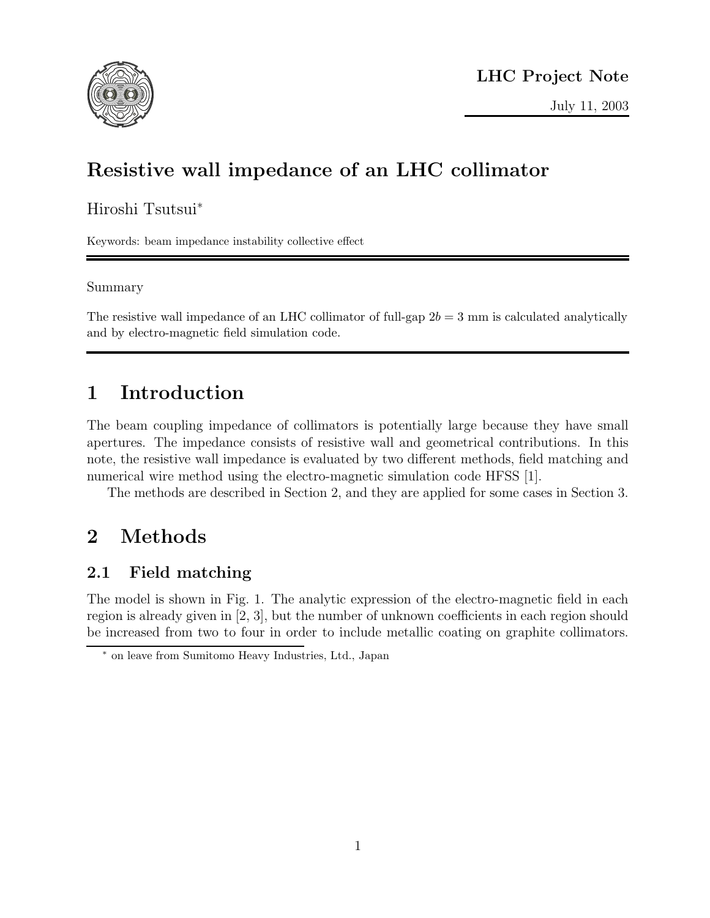**LHC Project Note**

July 11, 2003

# Resistive wall impedance of an LHC collimator

Hiroshi Tsutsui*

Keywords: beam impedance instability collective effect

Summary

The resistive wall impedance of an LHC collimator of full-gap $2b = 3$ mm is calculated analytically and by electro-magnetic field simulation code.

# 1 Introduction

The beam coupling impedance of collimators is potentially large because they have small apertures. The impedance consists of resistive wall and geometrical contributions. In this note, the resistive wall impedance is evaluated by two different methods, field matching and numerical wire method using the electro-magnetic simulation code HFSS [1].

The methods are described in Section 2, and they are applied for some cases in Section 3.

# 2 Methods

## 2.1 Field matching

The model is shown in Fig. 1. The analytic expression of the electro-magnetic field in each region is already given in [2, 3], but the number of unknown coefficients in each region should be increased from two to four in order to include metallic coating on graphite collimators.

* on leave from Sumitomo Heavy Industries, Ltd., Japan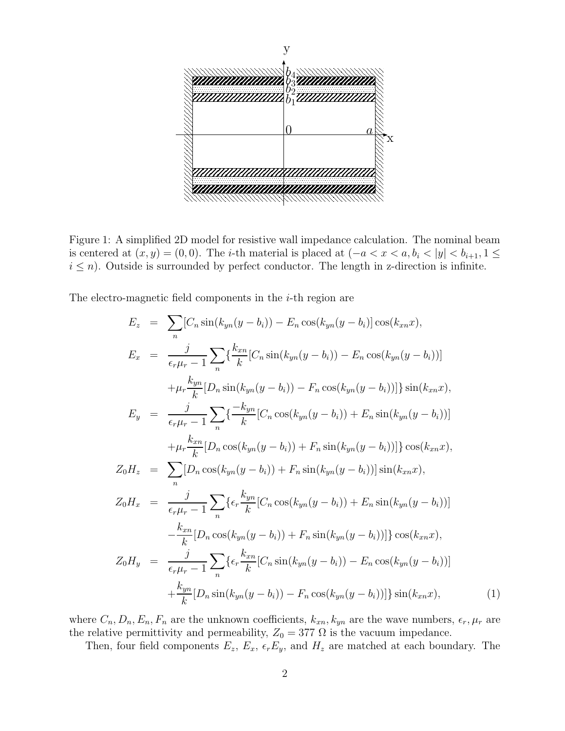Figure 1: A simplified 2D model for resistive wall impedance calculation. The nominal beam is centered at $(x, y) = (0, 0)$. The $i$-th material is placed at $(-a < x < a, b_i < |y| < b_{i+1}, 1 \leq i \leq n)$. Outside is surrounded by perfect conductor. The length in z-direction is infinite.

The electro-magnetic field components in the $i$-th region are

$$
\begin{aligned}
E_z &= \sum_n [C_n \sin(k_{yn}(y - b_i)) - E_n \cos(k_{yn}(y - b_i)] \cos(k_{xn} x), \\
E_x &= \frac{j}{\epsilon_r \mu_r - 1} \sum_n \{ \frac{k_{xn}}{k} [C_n \sin(k_{yn}(y - b_i)) - E_n \cos(k_{yn}(y - b_i))] \\
&\quad + \mu_r \frac{k_{yn}}{k} [D_n \sin(k_{yn}(y - b_i)) - F_n \cos(k_{yn}(y - b_i))] \} \sin(k_{xn} x), \\
E_y &= \frac{j}{\epsilon_r \mu_r - 1} \sum_n \{ \frac{-k_{yn}}{k} [C_n \cos(k_{yn}(y - b_i)) + E_n \sin(k_{yn}(y - b_i))] \\
&\quad + \mu_r \frac{k_{xn}}{k} [D_n \cos(k_{yn}(y - b_i)) + F_n \sin(k_{yn}(y - b_i))] \} \cos(k_{xn} x), \\
Z_0 H_z &= \sum_n [D_n \cos(k_{yn}(y - b_i)) + F_n \sin(k_{yn}(y - b_i))] \sin(k_{xn} x), \\
Z_0 H_x &= \frac{j}{\epsilon_r \mu_r - 1} \sum_n \{ \epsilon_r \frac{k_{yn}}{k} [C_n \cos(k_{yn}(y - b_i)) + E_n \sin(k_{yn}(y - b_i))] \\
&\quad - \frac{k_{xn}}{k} [D_n \cos(k_{yn}(y - b_i)) + F_n \sin(k_{yn}(y - b_i))] \} \cos(k_{xn} x), \\
Z_0 H_y &= \frac{j}{\epsilon_r \mu_r - 1} \sum_n \{ \epsilon_r \frac{k_{xn}}{k} [C_n \sin(k_{yn}(y - b_i)) - E_n \cos(k_{yn}(y - b_i))] \\
&\quad + \frac{k_{yn}}{k} [D_n \sin(k_{yn}(y - b_i)) - F_n \cos(k_{yn}(y - b_i))] \} \sin(k_{xn} x), \qquad (1)
\end{aligned}
$$

where $C_n, D_n, E_n, F_n$ are the unknown coefficients, $k_{xn}, k_{yn}$ are the wave numbers, $\epsilon_r, \mu_r$ are the relative permittivity and permeability, $Z_0 = 377\ \Omega$ is the vacuum impedance.

Then, four field components $E_z$, $E_x$, $\epsilon_r E_y$, and $H_z$ are matched at each boundary. The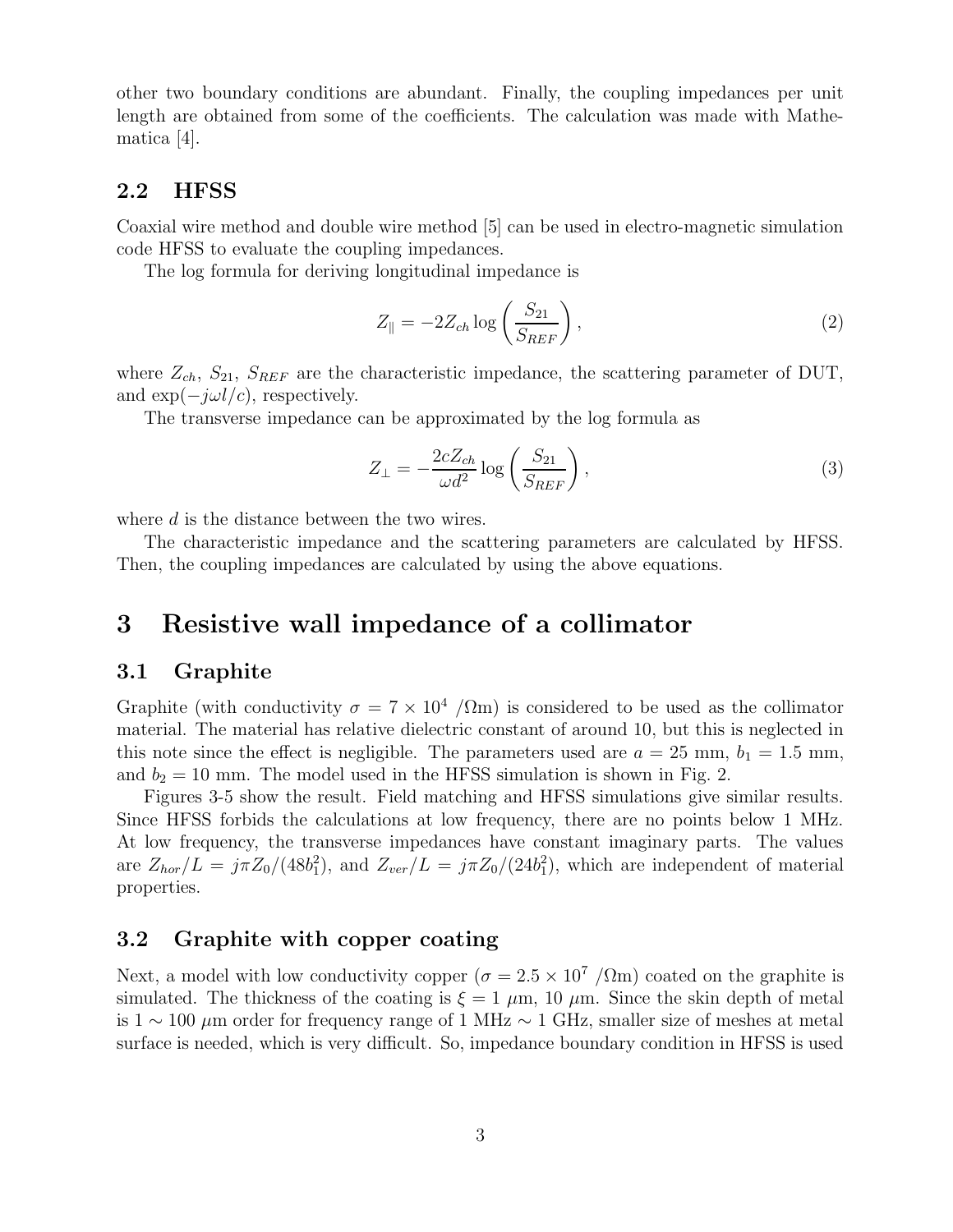other two boundary conditions are abundant. Finally, the coupling impedances per unit length are obtained from some of the coefficients. The calculation was made with Mathematica [4].

## 2.2 HFSS

Coaxial wire method and double wire method [5] can be used in electro-magnetic simulation code HFSS to evaluate the coupling impedances.

The log formula for deriving longitudinal impedance is

$$Z_{\parallel} = -2Z_{ch} \log\left(\frac{S_{21}}{S_{REF}}\right), \tag{2}$$

where $Z_{ch}$, $S_{21}$, $S_{REF}$ are the characteristic impedance, the scattering parameter of DUT, and $\exp(-j\omega l/c)$, respectively.

The transverse impedance can be approximated by the log formula as

$$Z_{\perp} = -\frac{2cZ_{ch}}{\omega d^2} \log\left(\frac{S_{21}}{S_{REF}}\right), \tag{3}$$

where $d$ is the distance between the two wires.

The characteristic impedance and the scattering parameters are calculated by HFSS. Then, the coupling impedances are calculated by using the above equations.

# 3 Resistive wall impedance of a collimator

## 3.1 Graphite

Graphite (with conductivity $\sigma = 7 \times 10^4$ /$\Omega$m) is considered to be used as the collimator material. The material has relative dielectric constant of around 10, but this is neglected in this note since the effect is negligible. The parameters used are $a = 25$ mm, $b_1 = 1.5$ mm, and $b_2 = 10$ mm. The model used in the HFSS simulation is shown in Fig. 2.

Figures 3-5 show the result. Field matching and HFSS simulations give similar results. Since HFSS forbids the calculations at low frequency, there are no points below 1 MHz. At low frequency, the transverse impedances have constant imaginary parts. The values are $Z_{hor}/L = j\pi Z_0/(48b_1^2)$, and $Z_{ver}/L = j\pi Z_0/(24b_1^2)$, which are independent of material properties.

## 3.2 Graphite with copper coating

Next, a model with low conductivity copper ($\sigma = 2.5 \times 10^7$ /$\Omega$m) coated on the graphite is simulated. The thickness of the coating is $\xi = 1$ $\mu$m, 10 $\mu$m. Since the skin depth of metal is $1 \sim 100$ $\mu$m order for frequency range of 1 MHz $\sim$ 1 GHz, smaller size of meshes at metal surface is needed, which is very difficult. So, impedance boundary condition in HFSS is used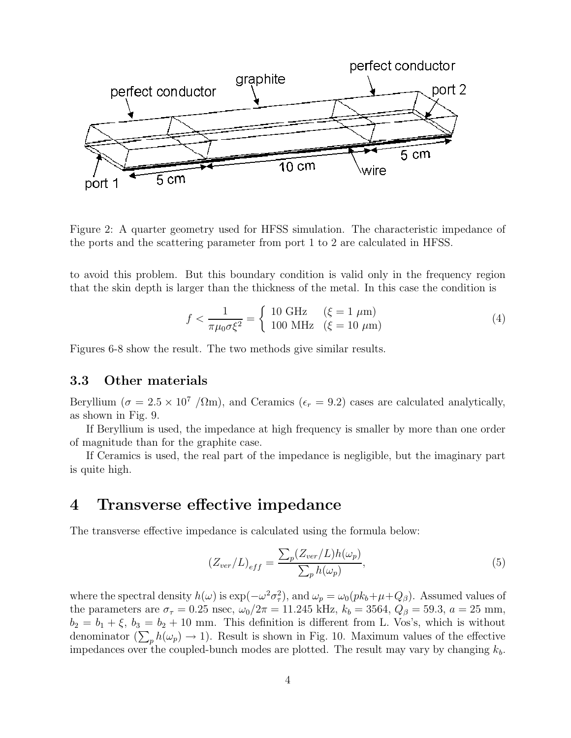Figure 2: A quarter geometry used for HFSS simulation. The characteristic impedance of the ports and the scattering parameter from port 1 to 2 are calculated in HFSS.

to avoid this problem. But this boundary condition is valid only in the frequency region that the skin depth is larger than the thickness of the metal. In this case the condition is

$$f < \frac{1}{\pi \mu_0 \sigma \xi^2} = \begin{cases} 10 \text{ GHz} & (\xi = 1 \ \mu\text{m}) \\ 100 \text{ MHz} & (\xi = 10 \ \mu\text{m}) \end{cases} \tag{4}$$

Figures 6-8 show the result. The two methods give similar results.

### 3.3 Other materials

Beryllium ($\sigma = 2.5 \times 10^7$ /$\Omega$m), and Ceramics ($\epsilon_r = 9.2$) cases are calculated analytically, as shown in Fig. 9.

If Beryllium is used, the impedance at high frequency is smaller by more than one order of magnitude than for the graphite case.

If Ceramics is used, the real part of the impedance is negligible, but the imaginary part is quite high.

## 4 Transverse effective impedance

The transverse effective impedance is calculated using the formula below:

$$(Z_{ver}/L)_{eff} = \frac{\sum_p (Z_{ver}/L) h(\omega_p)}{\sum_p h(\omega_p)}, \tag{5}$$

where the spectral density $h(\omega)$ is $\exp(-\omega^2 \sigma_\tau^2)$, and $\omega_p = \omega_0(pk_b + \mu + Q_\beta)$. Assumed values of the parameters are $\sigma_\tau = 0.25$ nsec, $\omega_0/2\pi = 11.245$ kHz, $k_b = 3564$, $Q_\beta = 59.3$, $a = 25$ mm, $b_2 = b_1 + \xi$, $b_3 = b_2 + 10$ mm. This definition is different from L. Vos's, which is without denominator ($\sum_p h(\omega_p) \to 1$). Result is shown in Fig. 10. Maximum values of the effective impedances over the coupled-bunch modes are plotted. The result may vary by changing $k_b$.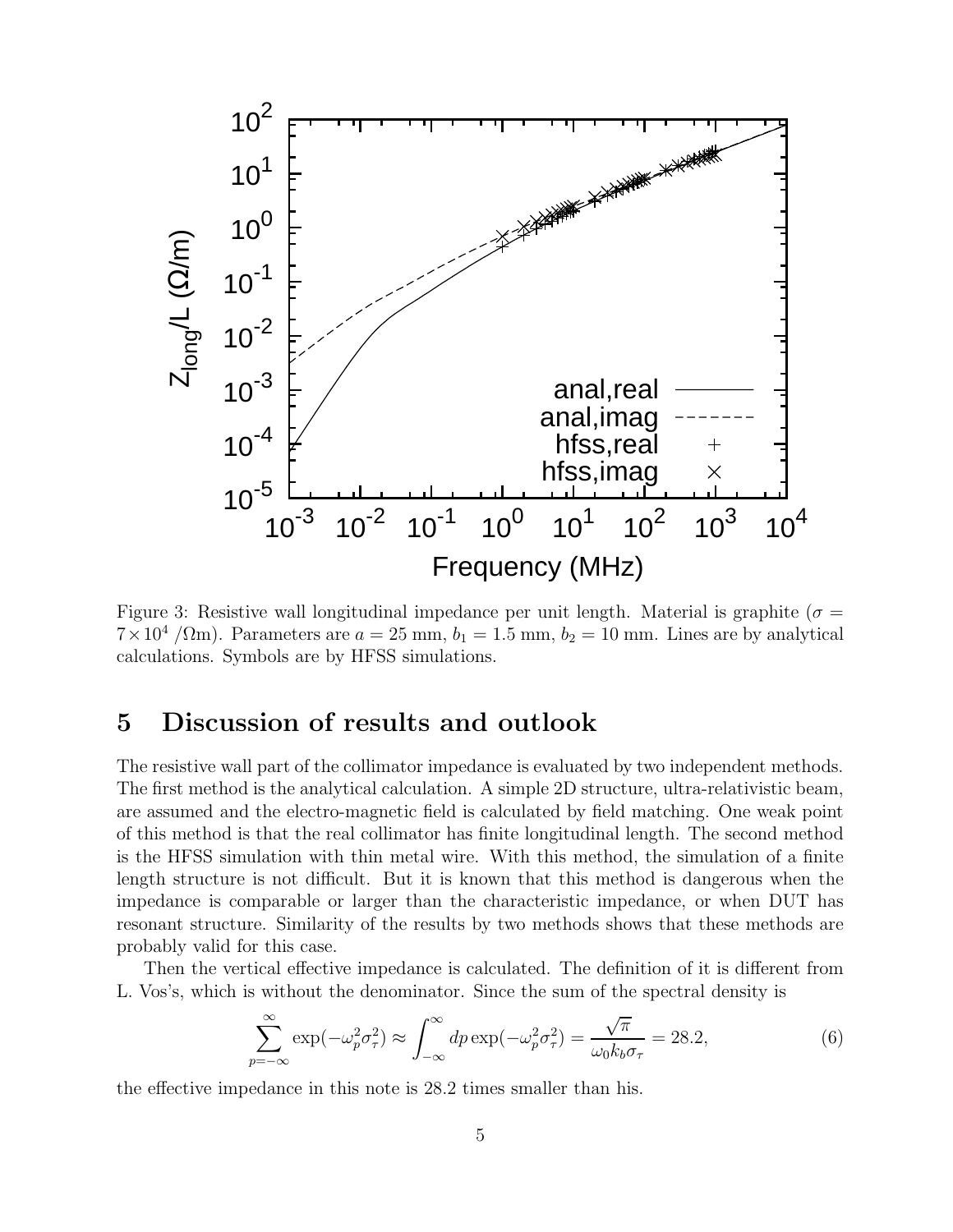Figure 3: Resistive wall longitudinal impedance per unit length. Material is graphite ($\sigma = 7 \times 10^4$ /Ωm). Parameters are $a = 25$ mm, $b_1 = 1.5$ mm, $b_2 = 10$ mm. Lines are by analytical calculations. Symbols are by HFSS simulations.

## 5 Discussion of results and outlook

The resistive wall part of the collimator impedance is evaluated by two independent methods. The first method is the analytical calculation. A simple 2D structure, ultra-relativistic beam, are assumed and the electro-magnetic field is calculated by field matching. One weak point of this method is that the real collimator has finite longitudinal length. The second method is the HFSS simulation with thin metal wire. With this method, the simulation of a finite length structure is not difficult. But it is known that this method is dangerous when the impedance is comparable or larger than the characteristic impedance, or when DUT has resonant structure. Similarity of the results by two methods shows that these methods are probably valid for this case.

Then the vertical effective impedance is calculated. The definition of it is different from L. Vos's, which is without the denominator. Since the sum of the spectral density is

$$\sum_{p=-\infty}^{\infty} \exp(-\omega_p^2 \sigma_\tau^2) \approx \int_{-\infty}^{\infty} dp \exp(-\omega_p^2 \sigma_\tau^2) = \frac{\sqrt{\pi}}{\omega_0 k_b \sigma_\tau} = 28.2, \tag{6}$$

the effective impedance in this note is 28.2 times smaller than his.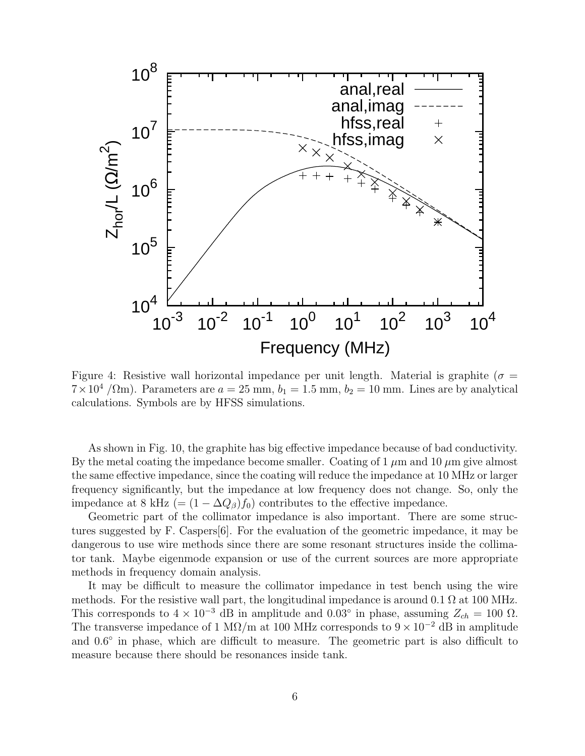Figure 4: Resistive wall horizontal impedance per unit length. Material is graphite ($\sigma = 7\times10^4$ /$\Omega$m). Parameters are $a = 25$ mm, $b_1 = 1.5$ mm, $b_2 = 10$ mm. Lines are by analytical calculations. Symbols are by HFSS simulations.

As shown in Fig. 10, the graphite has big effective impedance because of bad conductivity. By the metal coating the impedance become smaller. Coating of 1 $\mu$m and 10 $\mu$m give almost the same effective impedance, since the coating will reduce the impedance at 10 MHz or larger frequency significantly, but the impedance at low frequency does not change. So, only the impedance at 8 kHz ($= (1 - \Delta Q_\beta)f_0$) contributes to the effective impedance.

Geometric part of the collimator impedance is also important. There are some structures suggested by F. Caspers[6]. For the evaluation of the geometric impedance, it may be dangerous to use wire methods since there are some resonant structures inside the collimator tank. Maybe eigenmode expansion or use of the current sources are more appropriate methods in frequency domain analysis.

It may be difficult to measure the collimator impedance in test bench using the wire methods. For the resistive wall part, the longitudinal impedance is around 0.1 $\Omega$ at 100 MHz. This corresponds to $4 \times 10^{-3}$ dB in amplitude and $0.03^\circ$ in phase, assuming $Z_{ch} = 100$ $\Omega$. The transverse impedance of 1 M$\Omega$/m at 100 MHz corresponds to $9 \times 10^{-2}$ dB in amplitude and $0.6^\circ$ in phase, which are difficult to measure. The geometric part is also difficult to measure because there should be resonances inside tank.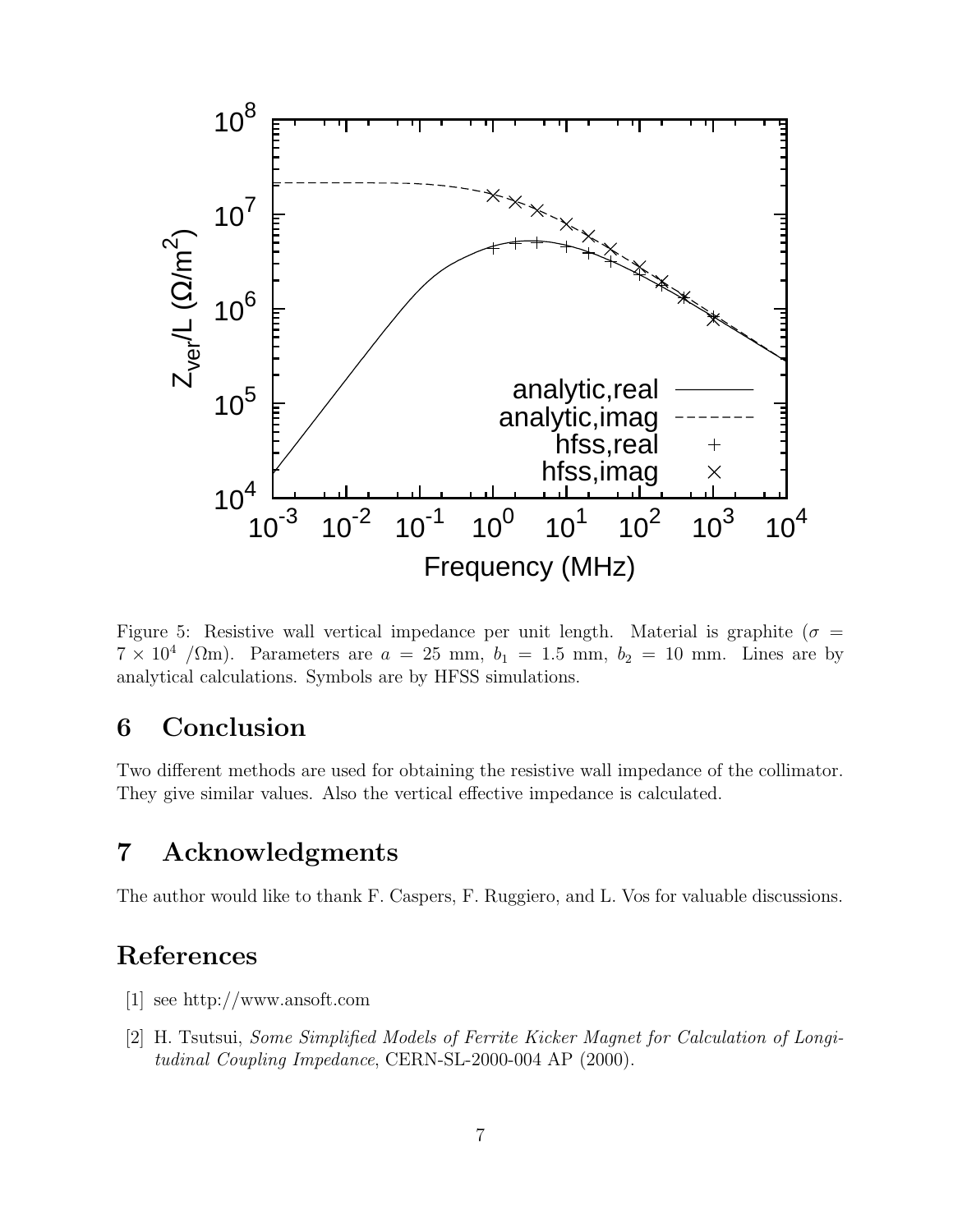Figure 5: Resistive wall vertical impedance per unit length. Material is graphite ($\sigma = 7 \times 10^4$ /$\Omega$m). Parameters are $a = 25$ mm, $b_1 = 1.5$ mm, $b_2 = 10$ mm. Lines are by analytical calculations. Symbols are by HFSS simulations.

## 6 Conclusion

Two different methods are used for obtaining the resistive wall impedance of the collimator. They give similar values. Also the vertical effective impedance is calculated.

## 7 Acknowledgments

The author would like to thank F. Caspers, F. Ruggiero, and L. Vos for valuable discussions.

## References

[1] see http://www.ansoft.com

[2] H. Tsutsui, *Some Simplified Models of Ferrite Kicker Magnet for Calculation of Longitudinal Coupling Impedance*, CERN-SL-2000-004 AP (2000).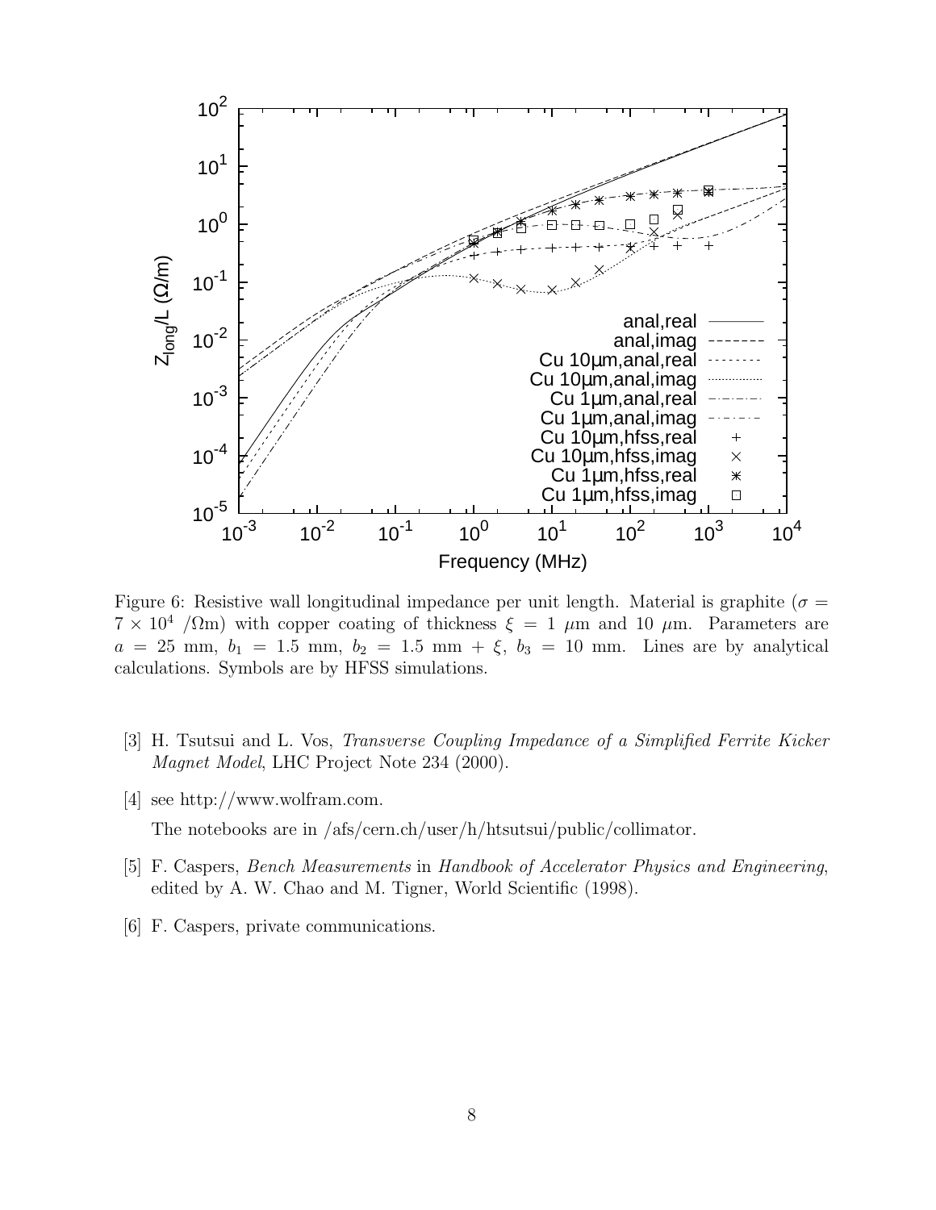Figure 6: Resistive wall longitudinal impedance per unit length. Material is graphite ($\sigma = 7 \times 10^4$ /Ωm) with copper coating of thickness $\xi = 1$ μm and 10 μm. Parameters are $a = 25$ mm, $b_1 = 1.5$ mm, $b_2 = 1.5$ mm + $\xi$, $b_3 = 10$ mm. Lines are by analytical calculations. Symbols are by HFSS simulations.

[3] H. Tsutsui and L. Vos, *Transverse Coupling Impedance of a Simplified Ferrite Kicker Magnet Model*, LHC Project Note 234 (2000).

[4] see http://www.wolfram.com.

The notebooks are in /afs/cern.ch/user/h/htsutsui/public/collimator.

[5] F. Caspers, *Bench Measurements* in *Handbook of Accelerator Physics and Engineering*, edited by A. W. Chao and M. Tigner, World Scientific (1998).

[6] F. Caspers, private communications.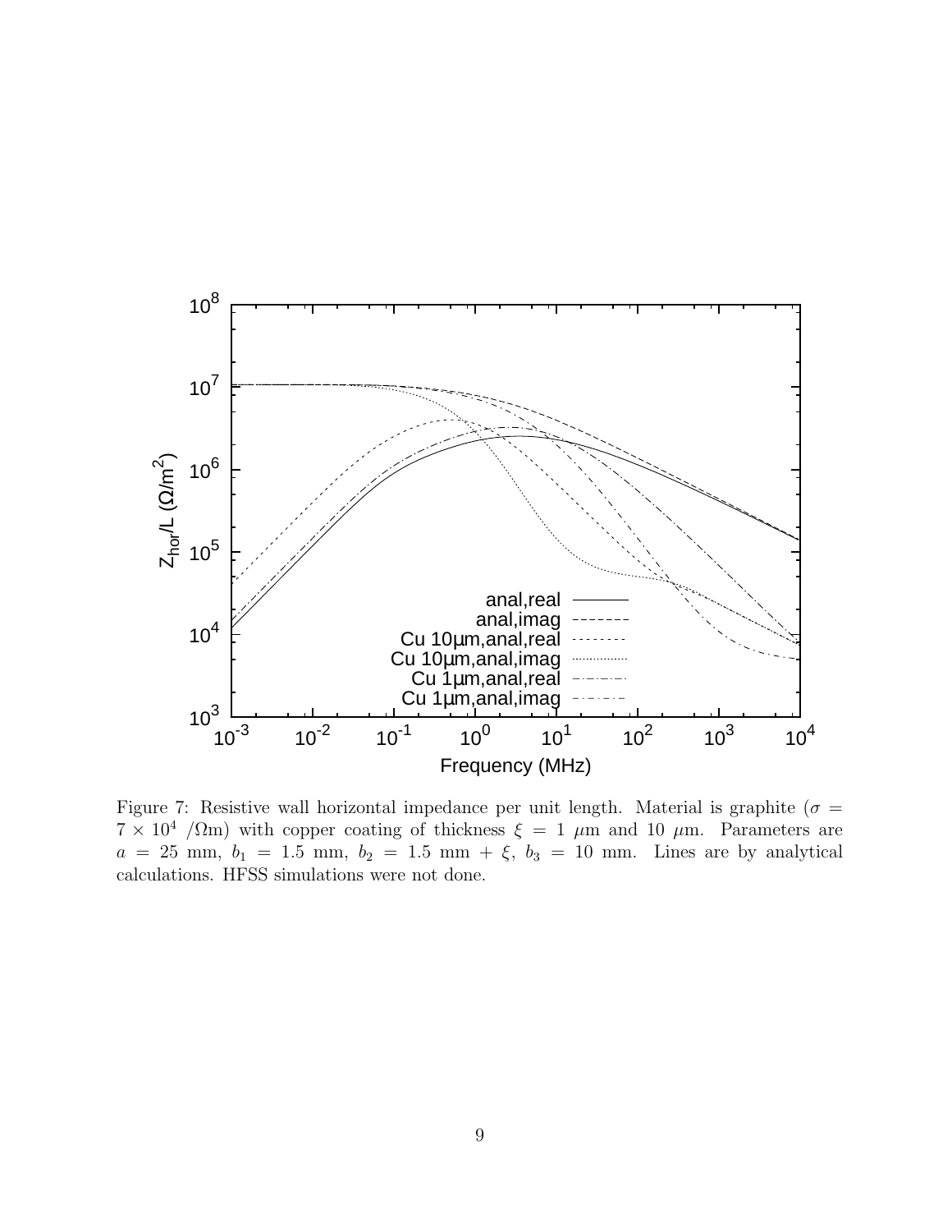Figure 7: Resistive wall horizontal impedance per unit length. Material is graphite ($\sigma = 7 \times 10^4$ /$\Omega$m) with copper coating of thickness $\xi = 1$ $\mu$m and 10 $\mu$m. Parameters are $a = 25$ mm, $b_1 = 1.5$ mm, $b_2 = 1.5$ mm $+ \xi$, $b_3 = 10$ mm. Lines are by analytical calculations. HFSS simulations were not done.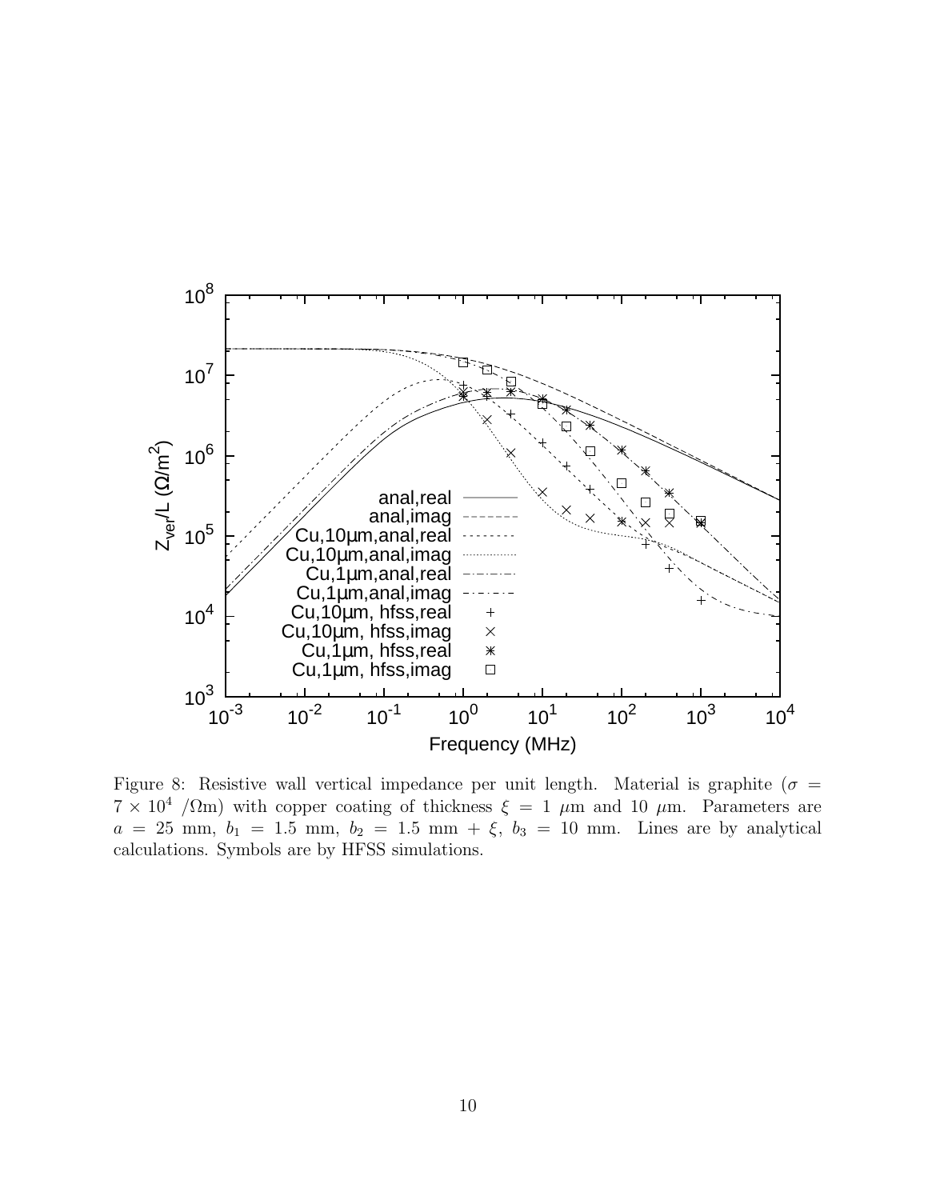Figure 8: Resistive wall vertical impedance per unit length. Material is graphite ($\sigma = 7 \times 10^4$ /$\Omega$m) with copper coating of thickness $\xi = 1$ $\mu$m and 10 $\mu$m. Parameters are $a = 25$ mm, $b_1 = 1.5$ mm, $b_2 = 1.5$ mm + $\xi$, $b_3 = 10$ mm. Lines are by analytical calculations. Symbols are by HFSS simulations.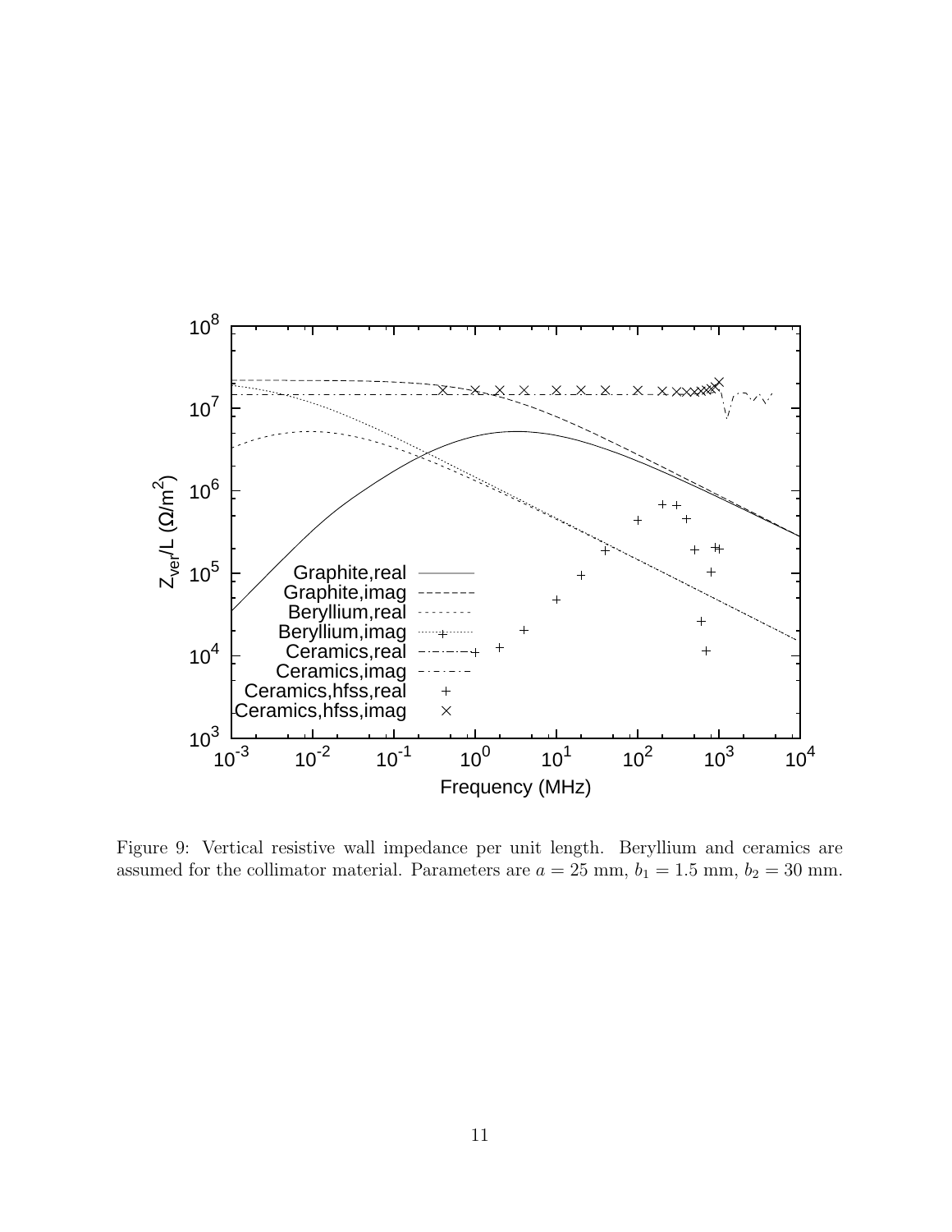Figure 9: Vertical resistive wall impedance per unit length. Beryllium and ceramics are assumed for the collimator material. Parameters are $a = 25$ mm, $b_1 = 1.5$ mm, $b_2 = 30$ mm.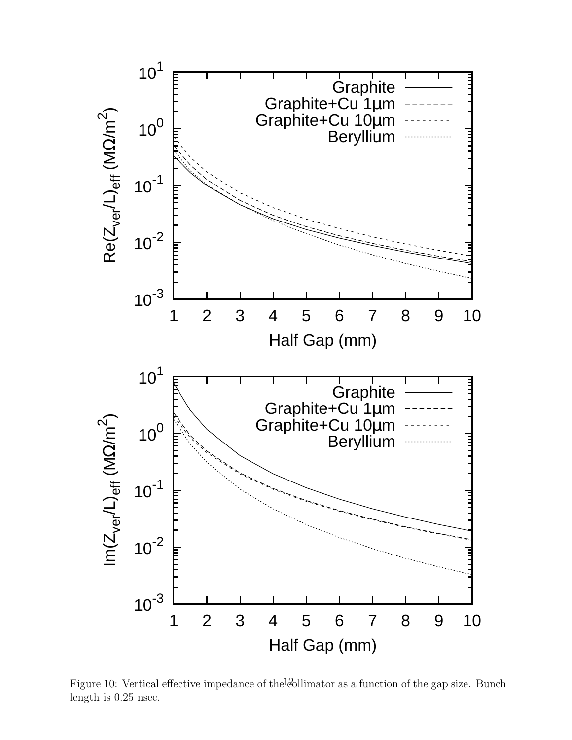$10^1$
$10^0$
$10^{-1}$
$10^{-2}$
$10^{-3}$

$\mathrm{Re}(Z_{ver}/L)_{eff}$ (M$\Omega$/m$^2$)

Graphite
Graphite+Cu 1μm
Graphite+Cu 10μm
Beryllium

1 2 3 4 5 6 7 8 9 10

Half Gap (mm)

$10^1$
$10^0$
$10^{-1}$
$10^{-2}$
$10^{-3}$

$\mathrm{Im}(Z_{ver}/L)_{eff}$ (M$\Omega$/m$^2$)

Graphite
Graphite+Cu 1μm
Graphite+Cu 10μm
Beryllium

1 2 3 4 5 6 7 8 9 10

Half Gap (mm)

Figure 10: Vertical effective impedance of the collimator as a function of the gap size. Bunch length is 0.25 nsec.